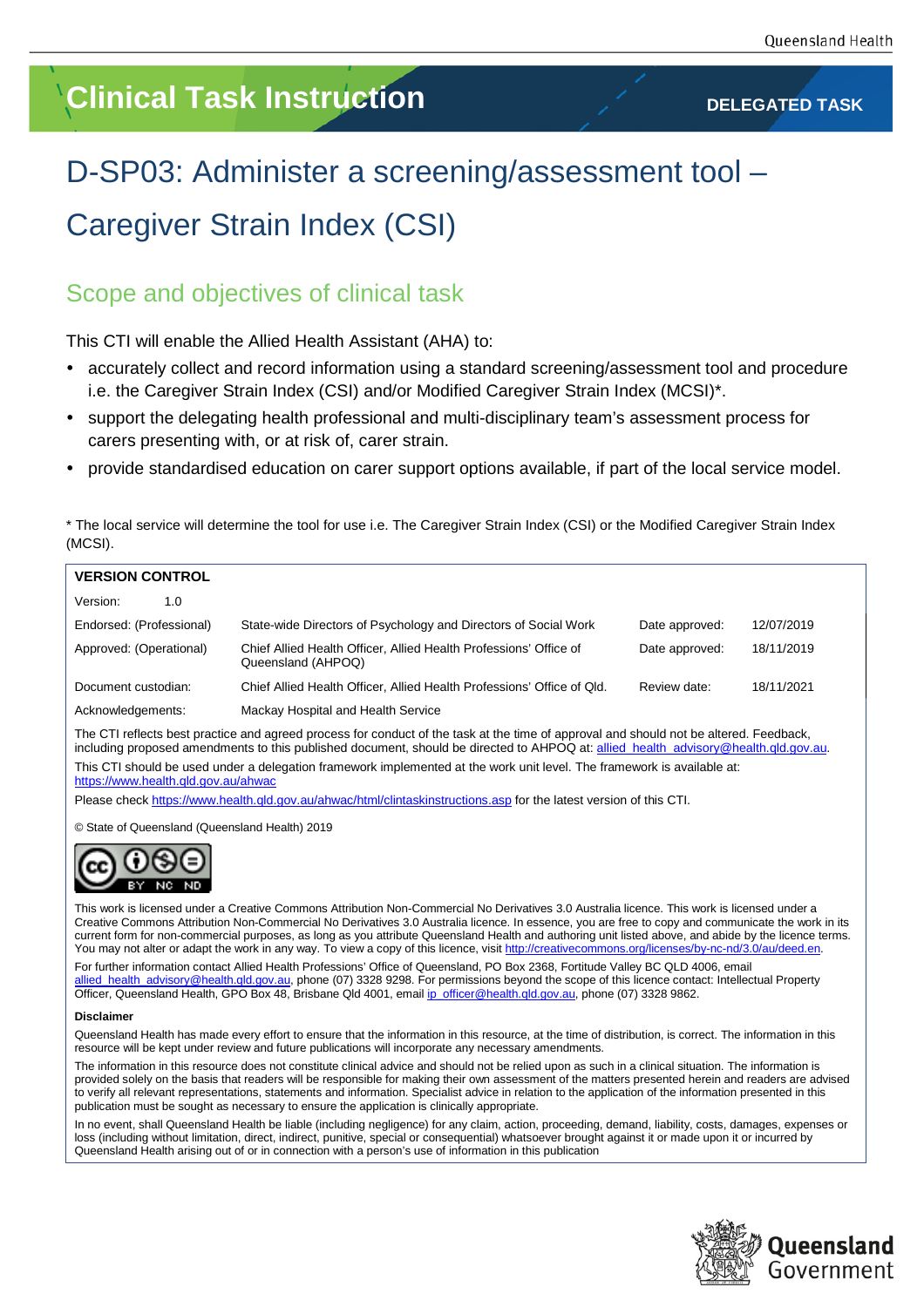# Clinical Task Instruction

**DELEGATED TASK**

# D-SP03: Administer a screening/assessment tool – Caregiver Strain Index (CSI)

## Scope and objectives of clinical task

This CTI will enable the Allied Health Assistant (AHA) to:

- accurately collect and record information using a standard screening/assessment tool and procedure i.e. the Caregiver Strain Index (CSI) and/or Modified Caregiver Strain Index (MCSI)*.
- support the delegating health professional and multi-disciplinary team's assessment process for carers presenting with, or at risk of, carer strain.
- provide standardised education on carer support options available, if part of the local service model.

* The local service will determine the tool for use i.e. The Caregiver Strain Index (CSI) or the Modified Caregiver Strain Index (MCSI).

**VERSION CONTROL**

| | | | |
|---|---|---|---|
| Version: 1.0 | | | |
| Endorsed: (Professional) | State-wide Directors of Psychology and Directors of Social Work | Date approved: | 12/07/2019 |
| Approved: (Operational) | Chief Allied Health Officer, Allied Health Professions' Office of Queensland (AHPOQ) | Date approved: | 18/11/2019 |
| Document custodian: | Chief Allied Health Officer, Allied Health Professions' Office of Qld. | Review date: | 18/11/2021 |
| Acknowledgements: | Mackay Hospital and Health Service | | |

The CTI reflects best practice and agreed process for conduct of the task at the time of approval and should not be altered. Feedback, including proposed amendments to this published document, should be directed to AHPOQ at: allied_health_advisory@health.qld.gov.au.

This CTI should be used under a delegation framework implemented at the work unit level. The framework is available at: https://www.health.qld.gov.au/ahwac

Please check https://www.health.qld.gov.au/ahwac/html/clintaskinstructions.asp for the latest version of this CTI.

© State of Queensland (Queensland Health) 2019

This work is licensed under a Creative Commons Attribution Non-Commercial No Derivatives 3.0 Australia licence. This work is licensed under a Creative Commons Attribution Non-Commercial No Derivatives 3.0 Australia licence. In essence, you are free to copy and communicate the work in its current form for non-commercial purposes, as long as you attribute Queensland Health and authoring unit listed above, and abide by the licence terms. You may not alter or adapt the work in any way. To view a copy of this licence, visit http://creativecommons.org/licenses/by-nc-nd/3.0/au/deed.en.

For further information contact Allied Health Professions' Office of Queensland, PO Box 2368, Fortitude Valley BC QLD 4006, email allied_health_advisory@health.qld.gov.au, phone (07) 3328 9298. For permissions beyond the scope of this licence contact: Intellectual Property Officer, Queensland Health, GPO Box 48, Brisbane Qld 4001, email ip_officer@health.qld.gov.au, phone (07) 3328 9862.

**Disclaimer**

Queensland Health has made every effort to ensure that the information in this resource, at the time of distribution, is correct. The information in this resource will be kept under review and future publications will incorporate any necessary amendments.

The information in this resource does not constitute clinical advice and should not be relied upon as such in a clinical situation. The information is provided solely on the basis that readers will be responsible for making their own assessment of the matters presented herein and readers are advised to verify all relevant representations, statements and information. Specialist advice in relation to the application of the information presented in this publication must be sought as necessary to ensure the application is clinically appropriate.

In no event, shall Queensland Health be liable (including negligence) for any claim, action, proceeding, demand, liability, costs, damages, expenses or loss (including without limitation, direct, indirect, punitive, special or consequential) whatsoever brought against it or made upon it or incurred by Queensland Health arising out of or in connection with a person's use of information in this publication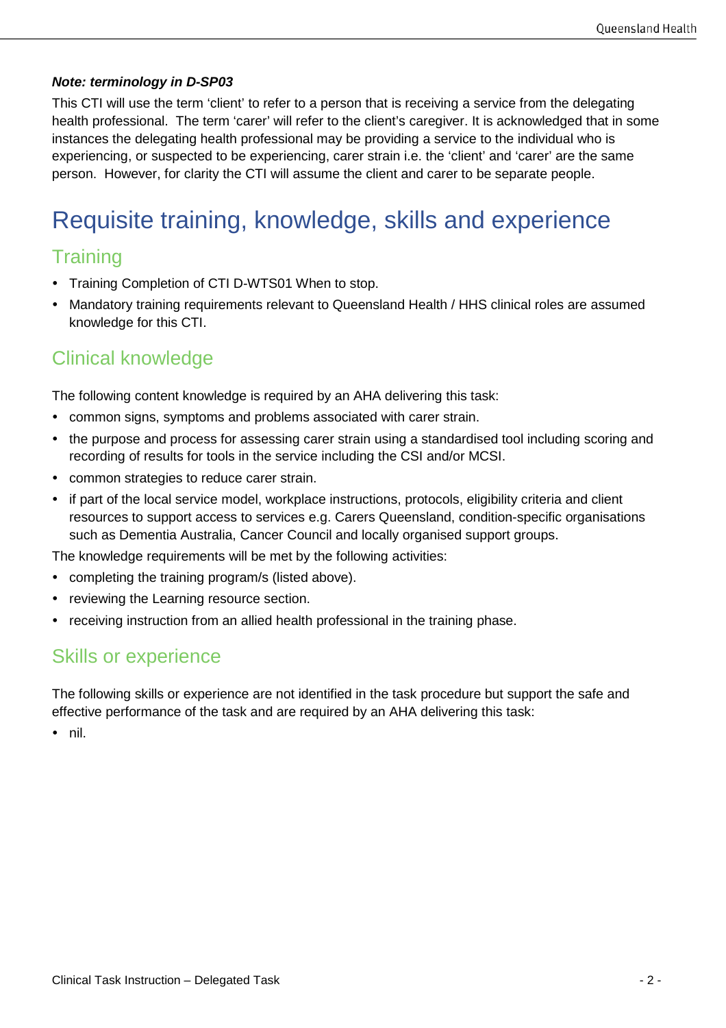***Note: terminology in D-SP03***

This CTI will use the term 'client' to refer to a person that is receiving a service from the delegating health professional. The term 'carer' will refer to the client's caregiver. It is acknowledged that in some instances the delegating health professional may be providing a service to the individual who is experiencing, or suspected to be experiencing, carer strain i.e. the 'client' and 'carer' are the same person. However, for clarity the CTI will assume the client and carer to be separate people.

# Requisite training, knowledge, skills and experience

## Training

- Training Completion of CTI D-WTS01 When to stop.
- Mandatory training requirements relevant to Queensland Health / HHS clinical roles are assumed knowledge for this CTI.

## Clinical knowledge

The following content knowledge is required by an AHA delivering this task:

- common signs, symptoms and problems associated with carer strain.
- the purpose and process for assessing carer strain using a standardised tool including scoring and recording of results for tools in the service including the CSI and/or MCSI.
- common strategies to reduce carer strain.
- if part of the local service model, workplace instructions, protocols, eligibility criteria and client resources to support access to services e.g. Carers Queensland, condition-specific organisations such as Dementia Australia, Cancer Council and locally organised support groups.

The knowledge requirements will be met by the following activities:

- completing the training program/s (listed above).
- reviewing the Learning resource section.
- receiving instruction from an allied health professional in the training phase.

## Skills or experience

The following skills or experience are not identified in the task procedure but support the safe and effective performance of the task and are required by an AHA delivering this task:

- nil.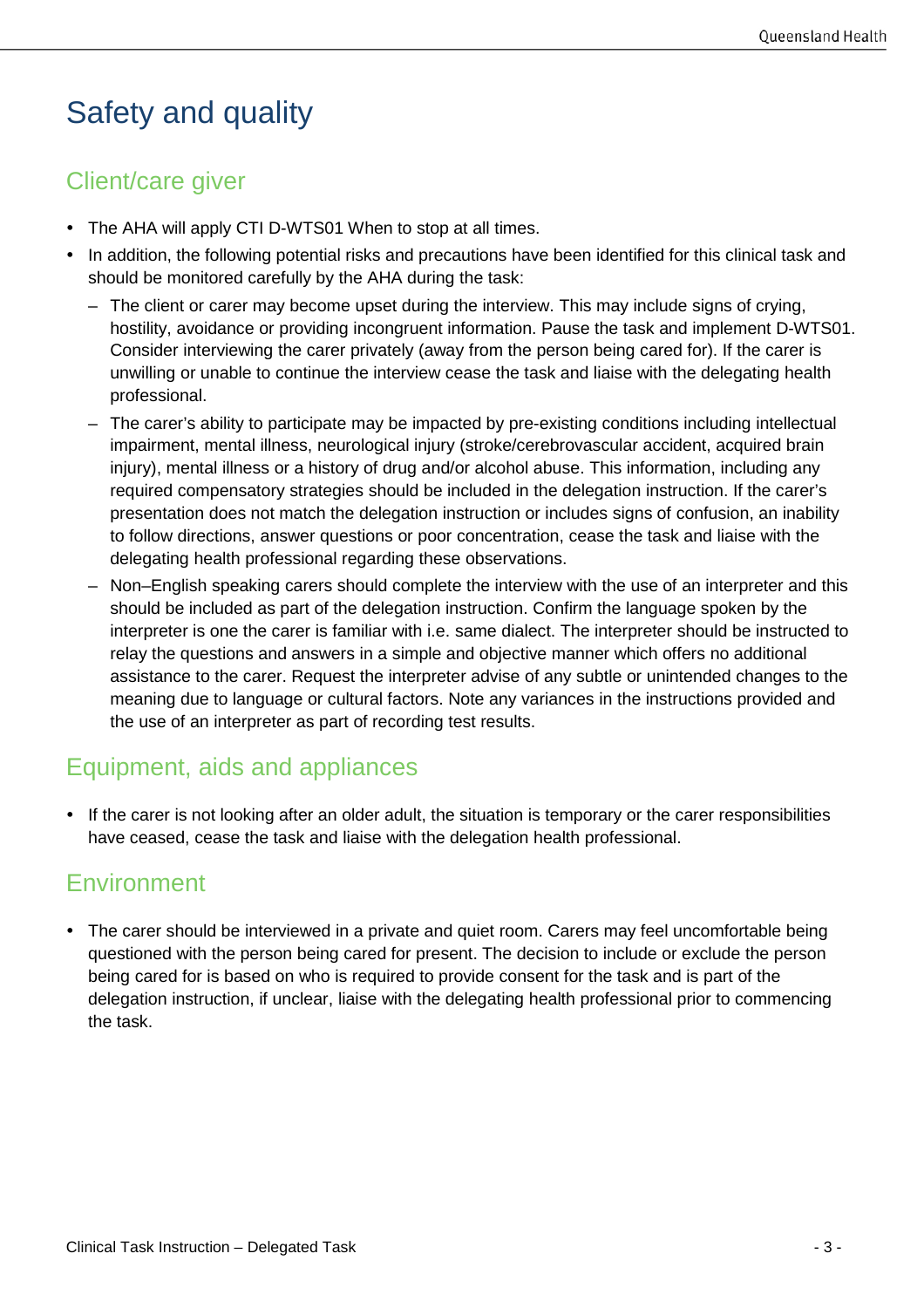# Safety and quality

## Client/care giver

- The AHA will apply CTI D-WTS01 When to stop at all times.
- In addition, the following potential risks and precautions have been identified for this clinical task and should be monitored carefully by the AHA during the task:
  - The client or carer may become upset during the interview. This may include signs of crying, hostility, avoidance or providing incongruent information. Pause the task and implement D-WTS01. Consider interviewing the carer privately (away from the person being cared for). If the carer is unwilling or unable to continue the interview cease the task and liaise with the delegating health professional.
  - The carer's ability to participate may be impacted by pre-existing conditions including intellectual impairment, mental illness, neurological injury (stroke/cerebrovascular accident, acquired brain injury), mental illness or a history of drug and/or alcohol abuse. This information, including any required compensatory strategies should be included in the delegation instruction. If the carer's presentation does not match the delegation instruction or includes signs of confusion, an inability to follow directions, answer questions or poor concentration, cease the task and liaise with the delegating health professional regarding these observations.
  - Non–English speaking carers should complete the interview with the use of an interpreter and this should be included as part of the delegation instruction. Confirm the language spoken by the interpreter is one the carer is familiar with i.e. same dialect. The interpreter should be instructed to relay the questions and answers in a simple and objective manner which offers no additional assistance to the carer. Request the interpreter advise of any subtle or unintended changes to the meaning due to language or cultural factors. Note any variances in the instructions provided and the use of an interpreter as part of recording test results.

## Equipment, aids and appliances

- If the carer is not looking after an older adult, the situation is temporary or the carer responsibilities have ceased, cease the task and liaise with the delegation health professional.

## Environment

- The carer should be interviewed in a private and quiet room. Carers may feel uncomfortable being questioned with the person being cared for present. The decision to include or exclude the person being cared for is based on who is required to provide consent for the task and is part of the delegation instruction, if unclear, liaise with the delegating health professional prior to commencing the task.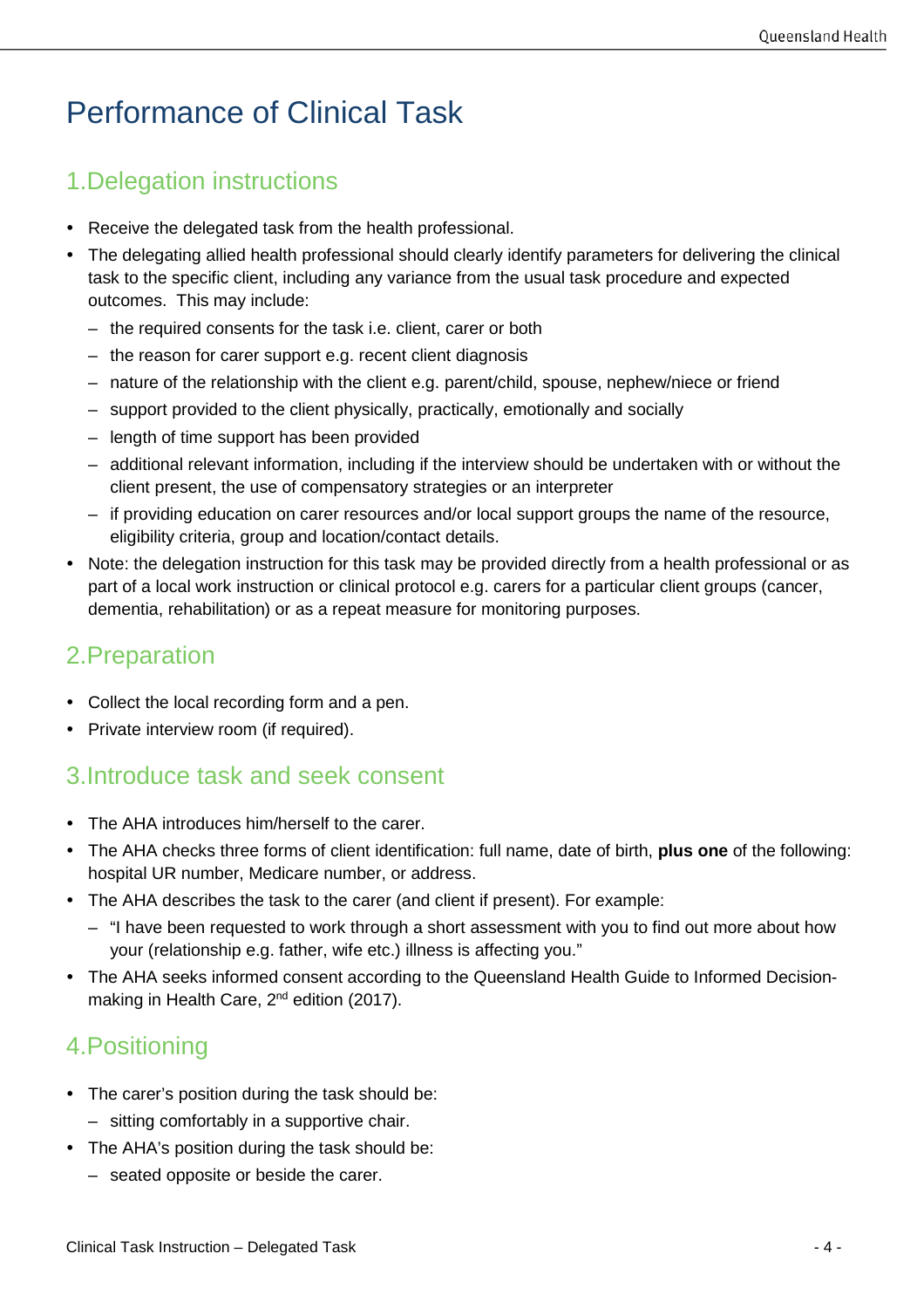# Performance of Clinical Task

## 1.Delegation instructions

- Receive the delegated task from the health professional.
- The delegating allied health professional should clearly identify parameters for delivering the clinical task to the specific client, including any variance from the usual task procedure and expected outcomes. This may include:
  - the required consents for the task i.e. client, carer or both
  - the reason for carer support e.g. recent client diagnosis
  - nature of the relationship with the client e.g. parent/child, spouse, nephew/niece or friend
  - support provided to the client physically, practically, emotionally and socially
  - length of time support has been provided
  - additional relevant information, including if the interview should be undertaken with or without the client present, the use of compensatory strategies or an interpreter
  - if providing education on carer resources and/or local support groups the name of the resource, eligibility criteria, group and location/contact details.
- Note: the delegation instruction for this task may be provided directly from a health professional or as part of a local work instruction or clinical protocol e.g. carers for a particular client groups (cancer, dementia, rehabilitation) or as a repeat measure for monitoring purposes.

## 2.Preparation

- Collect the local recording form and a pen.
- Private interview room (if required).

## 3.Introduce task and seek consent

- The AHA introduces him/herself to the carer.
- The AHA checks three forms of client identification: full name, date of birth, **plus one** of the following: hospital UR number, Medicare number, or address.
- The AHA describes the task to the carer (and client if present). For example:
  - "I have been requested to work through a short assessment with you to find out more about how your (relationship e.g. father, wife etc.) illness is affecting you."
- The AHA seeks informed consent according to the Queensland Health Guide to Informed Decision-making in Health Care, 2nd edition (2017).

## 4.Positioning

- The carer's position during the task should be:
  - sitting comfortably in a supportive chair.
- The AHA's position during the task should be:
  - seated opposite or beside the carer.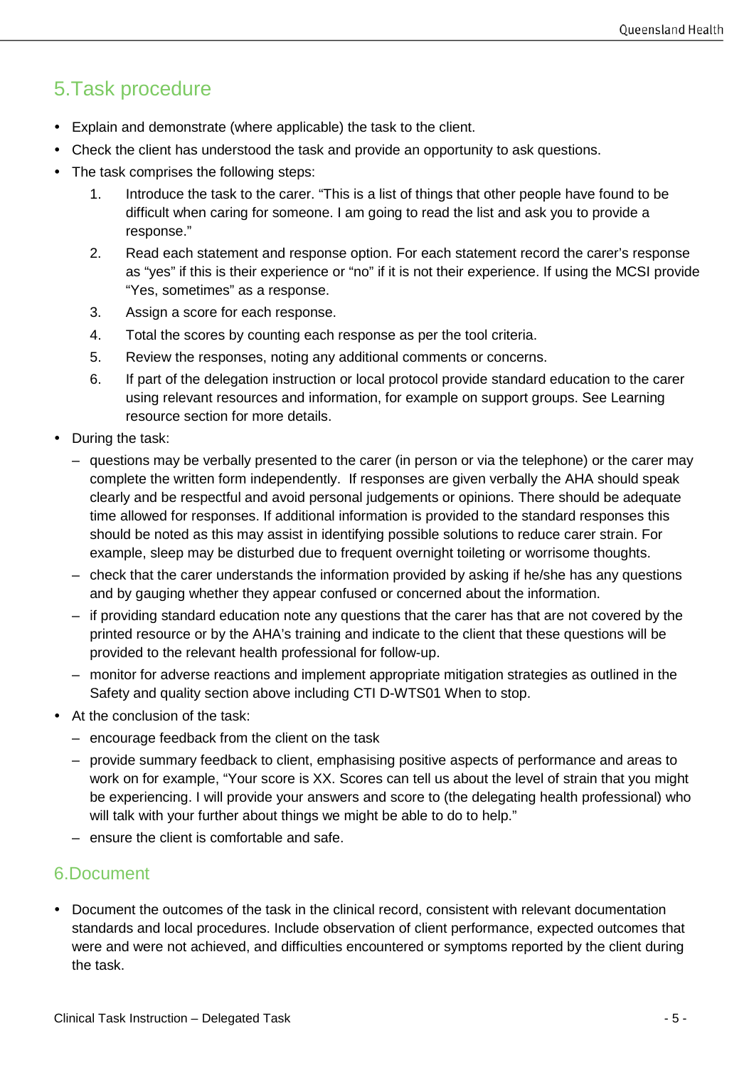## 5. Task procedure

- Explain and demonstrate (where applicable) the task to the client.
- Check the client has understood the task and provide an opportunity to ask questions.
- The task comprises the following steps:
    1. Introduce the task to the carer. “This is a list of things that other people have found to be difficult when caring for someone. I am going to read the list and ask you to provide a response.”
    2. Read each statement and response option. For each statement record the carer’s response as “yes” if this is their experience or “no” if it is not their experience. If using the MCSI provide “Yes, sometimes” as a response.
    3. Assign a score for each response.
    4. Total the scores by counting each response as per the tool criteria.
    5. Review the responses, noting any additional comments or concerns.
    6. If part of the delegation instruction or local protocol provide standard education to the carer using relevant resources and information, for example on support groups. See Learning resource section for more details.
- During the task:
    - questions may be verbally presented to the carer (in person or via the telephone) or the carer may complete the written form independently. If responses are given verbally the AHA should speak clearly and be respectful and avoid personal judgements or opinions. There should be adequate time allowed for responses. If additional information is provided to the standard responses this should be noted as this may assist in identifying possible solutions to reduce carer strain. For example, sleep may be disturbed due to frequent overnight toileting or worrisome thoughts.
    - check that the carer understands the information provided by asking if he/she has any questions and by gauging whether they appear confused or concerned about the information.
    - if providing standard education note any questions that the carer has that are not covered by the printed resource or by the AHA’s training and indicate to the client that these questions will be provided to the relevant health professional for follow-up.
    - monitor for adverse reactions and implement appropriate mitigation strategies as outlined in the Safety and quality section above including CTI D-WTS01 When to stop.
- At the conclusion of the task:
    - encourage feedback from the client on the task
    - provide summary feedback to client, emphasising positive aspects of performance and areas to work on for example, “Your score is XX. Scores can tell us about the level of strain that you might be experiencing. I will provide your answers and score to (the delegating health professional) who will talk with your further about things we might be able to do to help.”
    - ensure the client is comfortable and safe.

## 6. Document

- Document the outcomes of the task in the clinical record, consistent with relevant documentation standards and local procedures. Include observation of client performance, expected outcomes that were and were not achieved, and difficulties encountered or symptoms reported by the client during the task.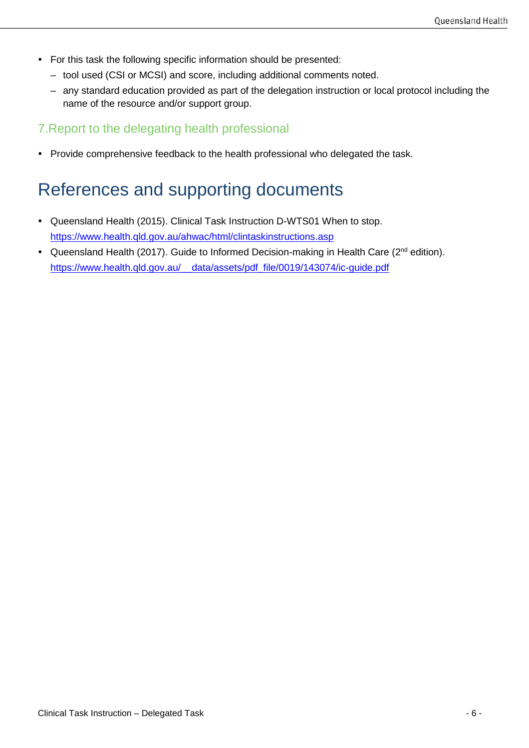- For this task the following specific information should be presented:
  - tool used (CSI or MCSI) and score, including additional comments noted.
  - any standard education provided as part of the delegation instruction or local protocol including the name of the resource and/or support group.

## 7. Report to the delegating health professional

- Provide comprehensive feedback to the health professional who delegated the task.

# References and supporting documents

- Queensland Health (2015). Clinical Task Instruction D-WTS01 When to stop. https://www.health.qld.gov.au/ahwac/html/clintaskinstructions.asp
- Queensland Health (2017). Guide to Informed Decision-making in Health Care (2nd edition). https://www.health.qld.gov.au/__data/assets/pdf_file/0019/143074/ic-guide.pdf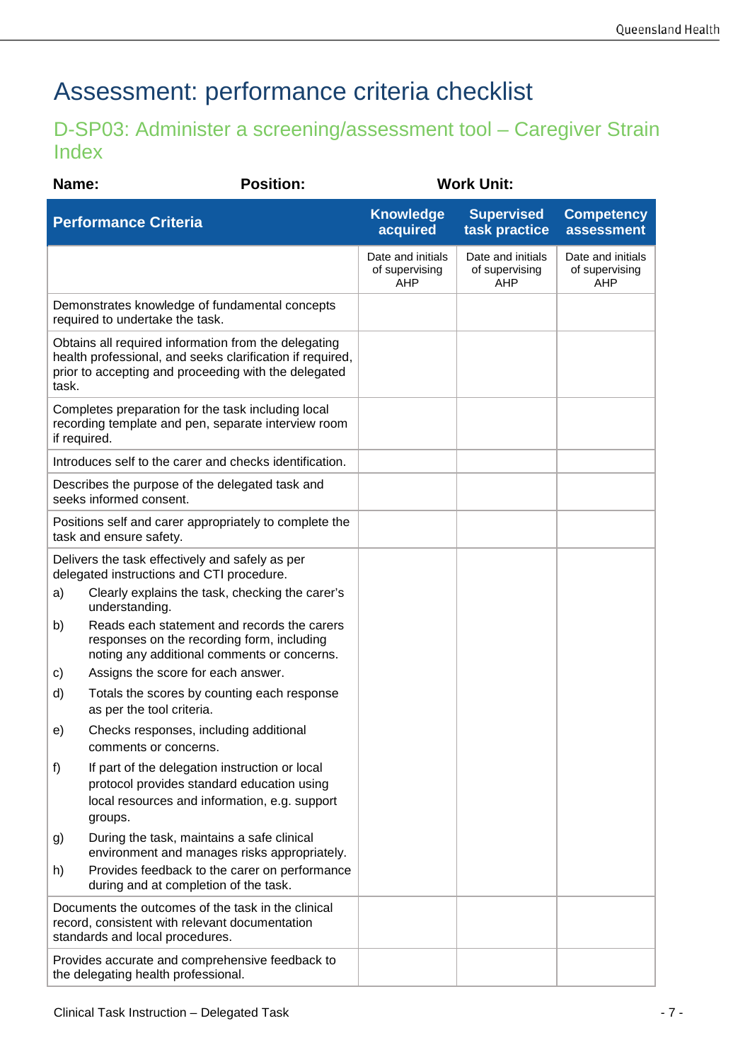# Assessment: performance criteria checklist

## D-SP03: Administer a screening/assessment tool – Caregiver Strain Index

**Name:** **Position:** **Work Unit:**

| Performance Criteria | Knowledge acquired | Supervised task practice | Competency assessment |
|---|---|---|---|
| | Date and initials of supervising AHP | Date and initials of supervising AHP | Date and initials of supervising AHP |
| Demonstrates knowledge of fundamental concepts required to undertake the task. | | | |
| Obtains all required information from the delegating health professional, and seeks clarification if required, prior to accepting and proceeding with the delegated task. | | | |
| Completes preparation for the task including local recording template and pen, separate interview room if required. | | | |
| Introduces self to the carer and checks identification. | | | |
| Describes the purpose of the delegated task and seeks informed consent. | | | |
| Positions self and carer appropriately to complete the task and ensure safety. | | | |
| Delivers the task effectively and safely as per delegated instructions and CTI procedure.<br>a) Clearly explains the task, checking the carer's understanding.<br>b) Reads each statement and records the carers responses on the recording form, including noting any additional comments or concerns.<br>c) Assigns the score for each answer.<br>d) Totals the scores by counting each response as per the tool criteria.<br>e) Checks responses, including additional comments or concerns.<br>f) If part of the delegation instruction or local protocol provides standard education using local resources and information, e.g. support groups.<br>g) During the task, maintains a safe clinical environment and manages risks appropriately.<br>h) Provides feedback to the carer on performance during and at completion of the task. | | | |
| Documents the outcomes of the task in the clinical record, consistent with relevant documentation standards and local procedures. | | | |
| Provides accurate and comprehensive feedback to the delegating health professional. | | | |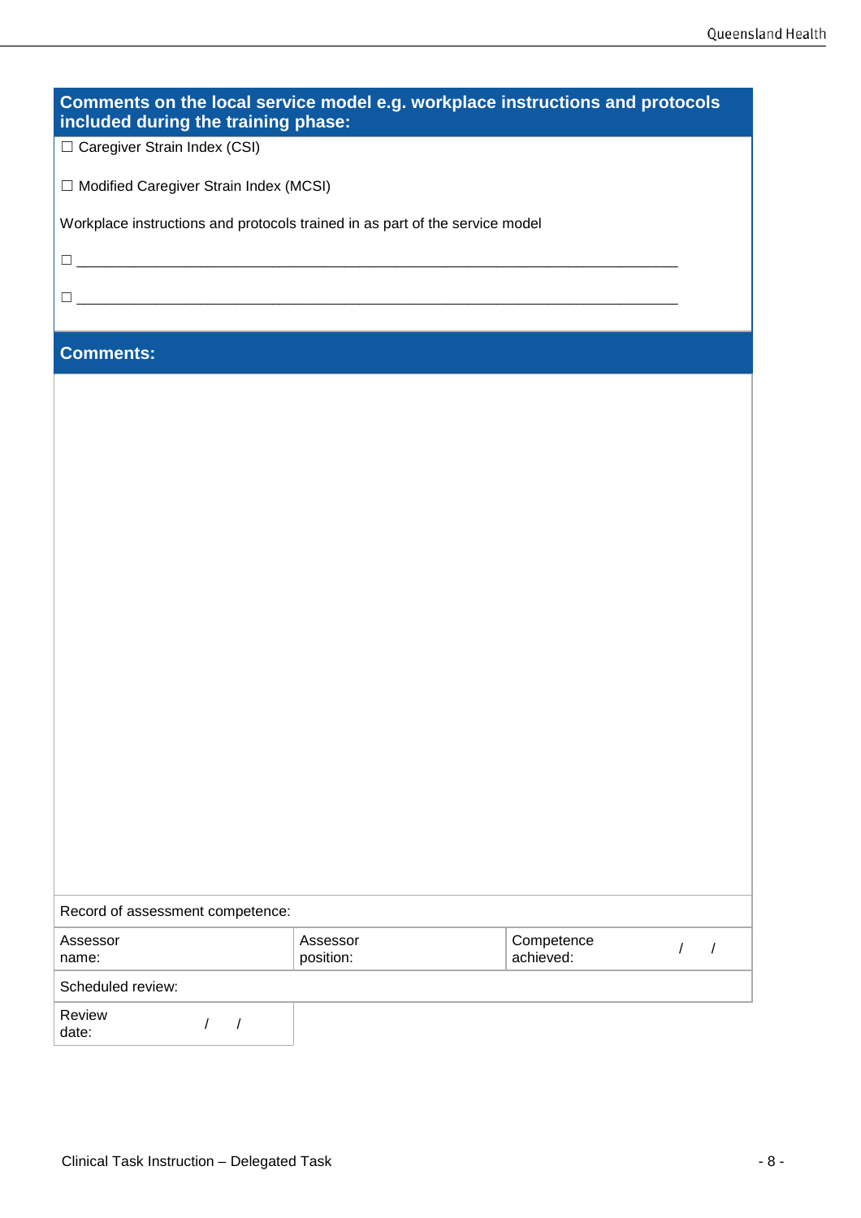## Comments on the local service model e.g. workplace instructions and protocols included during the training phase:

☐ Caregiver Strain Index (CSI)

☐ Modified Caregiver Strain Index (MCSI)

Workplace instructions and protocols trained in as part of the service model

☐ ___________________________________________________________________________

☐ ___________________________________________________________________________

## Comments:

Record of assessment competence:

| Assessor name: | Assessor position: | Competence achieved: / / |
|---|---|---|

Scheduled review:

| Review date: / / |
|---|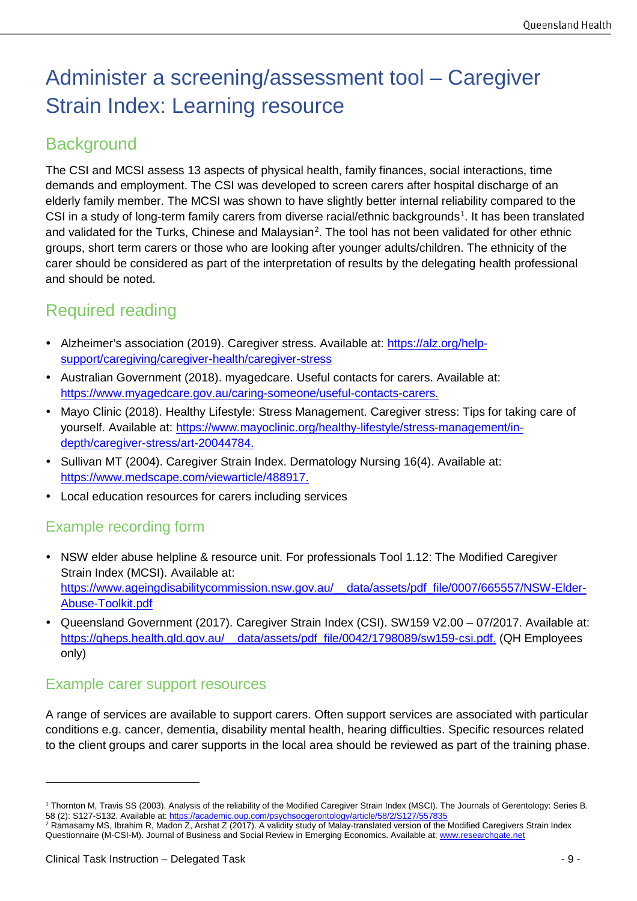# Administer a screening/assessment tool – Caregiver Strain Index: Learning resource

## Background

The CSI and MCSI assess 13 aspects of physical health, family finances, social interactions, time demands and employment. The CSI was developed to screen carers after hospital discharge of an elderly family member. The MCSI was shown to have slightly better internal reliability compared to the CSI in a study of long-term family carers from diverse racial/ethnic backgrounds[1]. It has been translated and validated for the Turks, Chinese and Malaysian[2]. The tool has not been validated for other ethnic groups, short term carers or those who are looking after younger adults/children. The ethnicity of the carer should be considered as part of the interpretation of results by the delegating health professional and should be noted.

## Required reading

- Alzheimer's association (2019). Caregiver stress. Available at: https://alz.org/help-support/caregiving/caregiver-health/caregiver-stress
- Australian Government (2018). myagedcare. Useful contacts for carers. Available at: https://www.myagedcare.gov.au/caring-someone/useful-contacts-carers.
- Mayo Clinic (2018). Healthy Lifestyle: Stress Management. Caregiver stress: Tips for taking care of yourself. Available at: https://www.mayoclinic.org/healthy-lifestyle/stress-management/in-depth/caregiver-stress/art-20044784.
- Sullivan MT (2004). Caregiver Strain Index. Dermatology Nursing 16(4). Available at: https://www.medscape.com/viewarticle/488917.
- Local education resources for carers including services

### Example recording form

- NSW elder abuse helpline & resource unit. For professionals Tool 1.12: The Modified Caregiver Strain Index (MCSI). Available at: https://www.ageingdisabilitycommission.nsw.gov.au/__data/assets/pdf_file/0007/665557/NSW-Elder-Abuse-Toolkit.pdf
- Queensland Government (2017). Caregiver Strain Index (CSI). SW159 V2.00 – 07/2017. Available at: https://qheps.health.qld.gov.au/__data/assets/pdf_file/0042/1798089/sw159-csi.pdf. (QH Employees only)

### Example carer support resources

A range of services are available to support carers. Often support services are associated with particular conditions e.g. cancer, dementia, disability mental health, hearing difficulties. Specific resources related to the client groups and carer supports in the local area should be reviewed as part of the training phase.

---

[1] Thornton M, Travis SS (2003). Analysis of the reliability of the Modified Caregiver Strain Index (MSCI). The Journals of Gerentology: Series B. 58 (2): S127-S132. Available at: https://academic.oup.com/psychsocgerontology/article/58/2/S127/557835

[2] Ramasamy MS, Ibrahim R, Madon Z, Arshat Z (2017). A validity study of Malay-translated version of the Modified Caregivers Strain Index Questionnaire (M-CSI-M). Journal of Business and Social Review in Emerging Economics. Available at: www.researchgate.net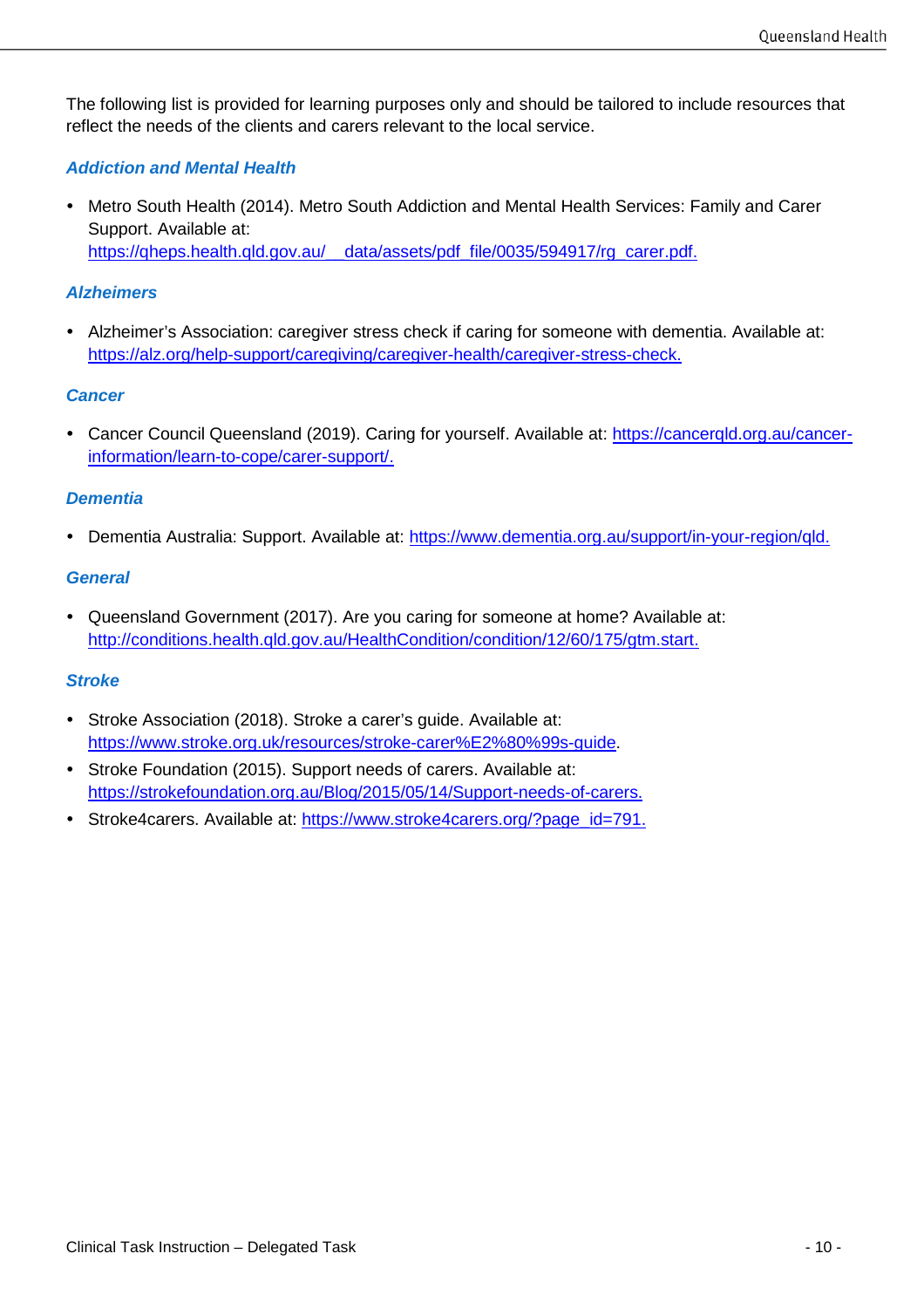The following list is provided for learning purposes only and should be tailored to include resources that reflect the needs of the clients and carers relevant to the local service.

### *Addiction and Mental Health*

- Metro South Health (2014). Metro South Addiction and Mental Health Services: Family and Carer Support. Available at: https://qheps.health.qld.gov.au/__data/assets/pdf_file/0035/594917/rg_carer.pdf.

### *Alzheimers*

- Alzheimer's Association: caregiver stress check if caring for someone with dementia. Available at: https://alz.org/help-support/caregiving/caregiver-health/caregiver-stress-check.

### *Cancer*

- Cancer Council Queensland (2019). Caring for yourself. Available at: https://cancerqld.org.au/cancer-information/learn-to-cope/carer-support/.

### *Dementia*

- Dementia Australia: Support. Available at: https://www.dementia.org.au/support/in-your-region/qld.

### *General*

- Queensland Government (2017). Are you caring for someone at home? Available at: http://conditions.health.qld.gov.au/HealthCondition/condition/12/60/175/gtm.start.

### *Stroke*

- Stroke Association (2018). Stroke a carer's guide. Available at: https://www.stroke.org.uk/resources/stroke-carer%E2%80%99s-guide.
- Stroke Foundation (2015). Support needs of carers. Available at: https://strokefoundation.org.au/Blog/2015/05/14/Support-needs-of-carers.
- Stroke4carers. Available at: https://www.stroke4carers.org/?page_id=791.